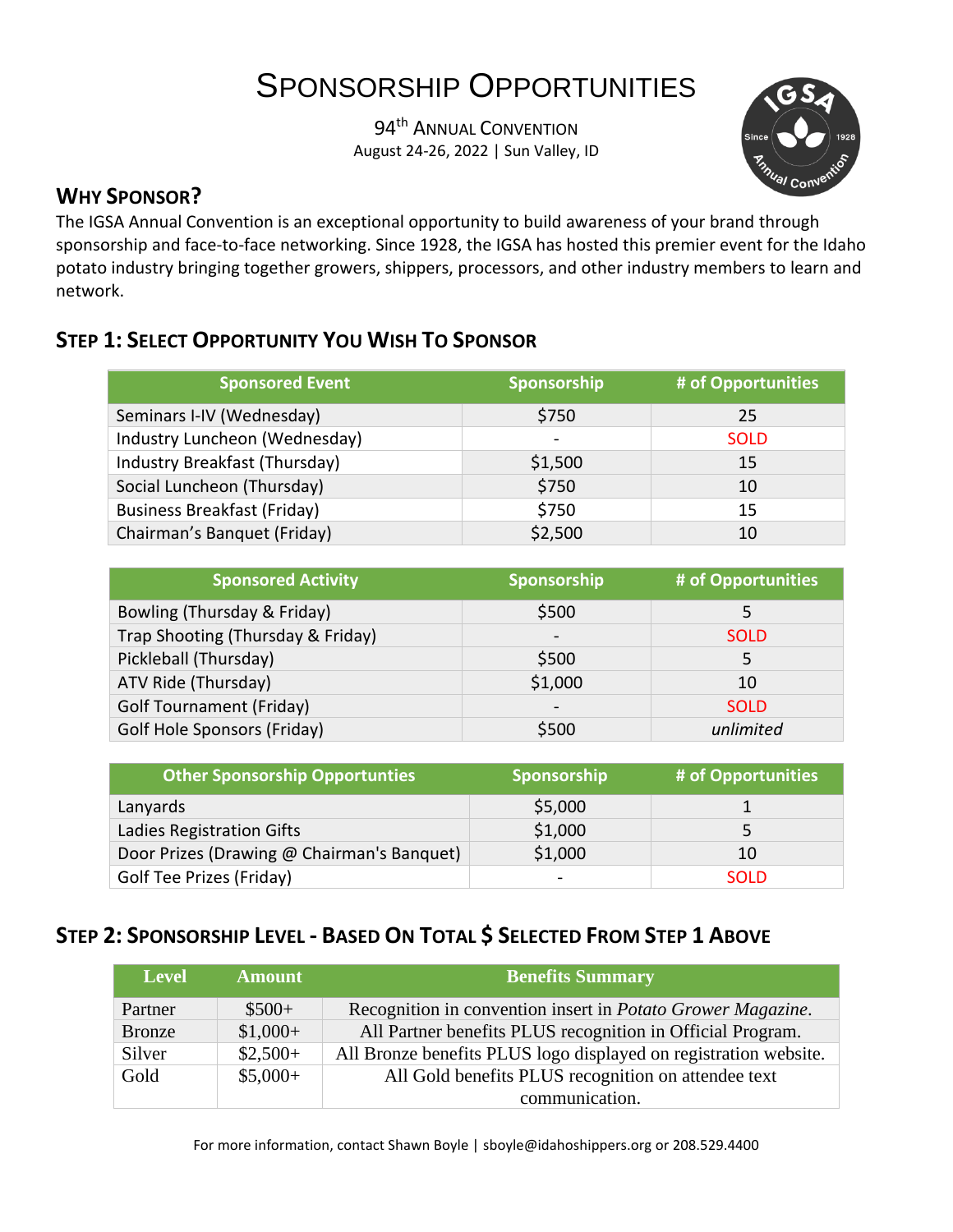# SPONSORSHIP OPPORTUNITIES

94th ANNUAL CONVENTION
August 24-26, 2022 | Sun Valley, ID

## WHY SPONSOR?

The IGSA Annual Convention is an exceptional opportunity to build awareness of your brand through sponsorship and face-to-face networking. Since 1928, the IGSA has hosted this premier event for the Idaho potato industry bringing together growers, shippers, processors, and other industry members to learn and network.

## STEP 1: SELECT OPPORTUNITY YOU WISH TO SPONSOR

| Sponsored Event | Sponsorship | # of Opportunities |
|---|---|---|
| Seminars I-IV (Wednesday) | $750 | 25 |
| Industry Luncheon (Wednesday) | - | SOLD |
| Industry Breakfast (Thursday) | $1,500 | 15 |
| Social Luncheon (Thursday) | $750 | 10 |
| Business Breakfast (Friday) | $750 | 15 |
| Chairman's Banquet (Friday) | $2,500 | 10 |

| Sponsored Activity | Sponsorship | # of Opportunities |
|---|---|---|
| Bowling (Thursday & Friday) | $500 | 5 |
| Trap Shooting (Thursday & Friday) | - | SOLD |
| Pickleball (Thursday) | $500 | 5 |
| ATV Ride (Thursday) | $1,000 | 10 |
| Golf Tournament (Friday) | - | SOLD |
| Golf Hole Sponsors (Friday) | $500 | *unlimited* |

| Other Sponsorship Opportunties | Sponsorship | # of Opportunities |
|---|---|---|
| Lanyards | $5,000 | 1 |
| Ladies Registration Gifts | $1,000 | 5 |
| Door Prizes (Drawing @ Chairman's Banquet) | $1,000 | 10 |
| Golf Tee Prizes (Friday) | - | SOLD |

## STEP 2: SPONSORSHIP LEVEL - BASED ON TOTAL $ SELECTED FROM STEP 1 ABOVE

| Level | Amount | Benefits Summary |
|---|---|---|
| Partner | $500+ | Recognition in convention insert in *Potato Grower Magazine*. |
| Bronze | $1,000+ | All Partner benefits PLUS recognition in Official Program. |
| Silver | $2,500+ | All Bronze benefits PLUS logo displayed on registration website. |
| Gold | $5,000+ | All Gold benefits PLUS recognition on attendee text communication. |

For more information, contact Shawn Boyle | sboyle@idahoshippers.org or 208.529.4400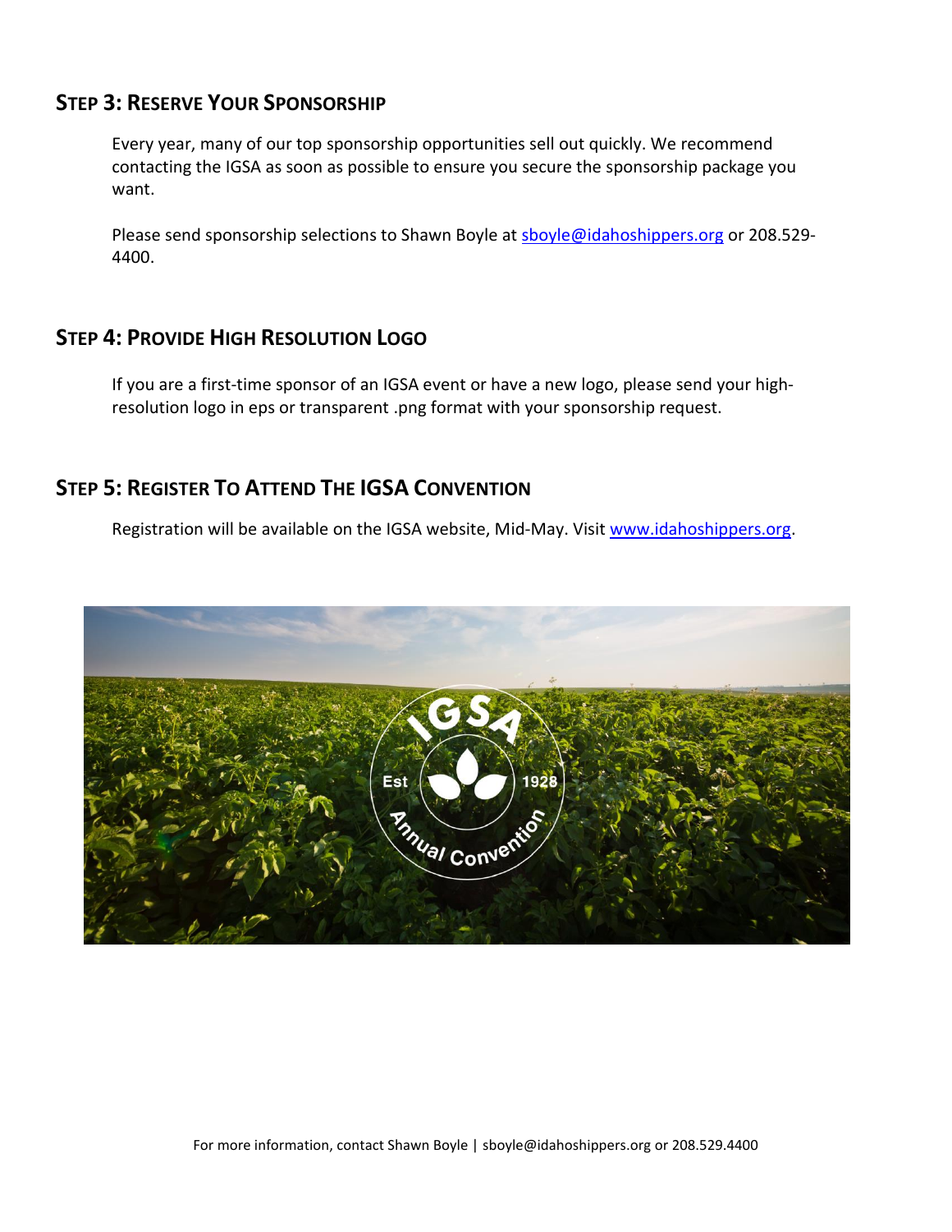## Step 3: Reserve Your Sponsorship

Every year, many of our top sponsorship opportunities sell out quickly. We recommend contacting the IGSA as soon as possible to ensure you secure the sponsorship package you want.

Please send sponsorship selections to Shawn Boyle at [sboyle@idahoshippers.org](mailto:sboyle@idahoshippers.org) or 208.529-4400.

## Step 4: Provide High Resolution Logo

If you are a first-time sponsor of an IGSA event or have a new logo, please send your high-resolution logo in eps or transparent .png format with your sponsorship request.

## Step 5: Register To Attend The IGSA Convention

Registration will be available on the IGSA website, Mid-May. Visit [www.idahoshippers.org](http://www.idahoshippers.org).

For more information, contact Shawn Boyle | sboyle@idahoshippers.org or 208.529.4400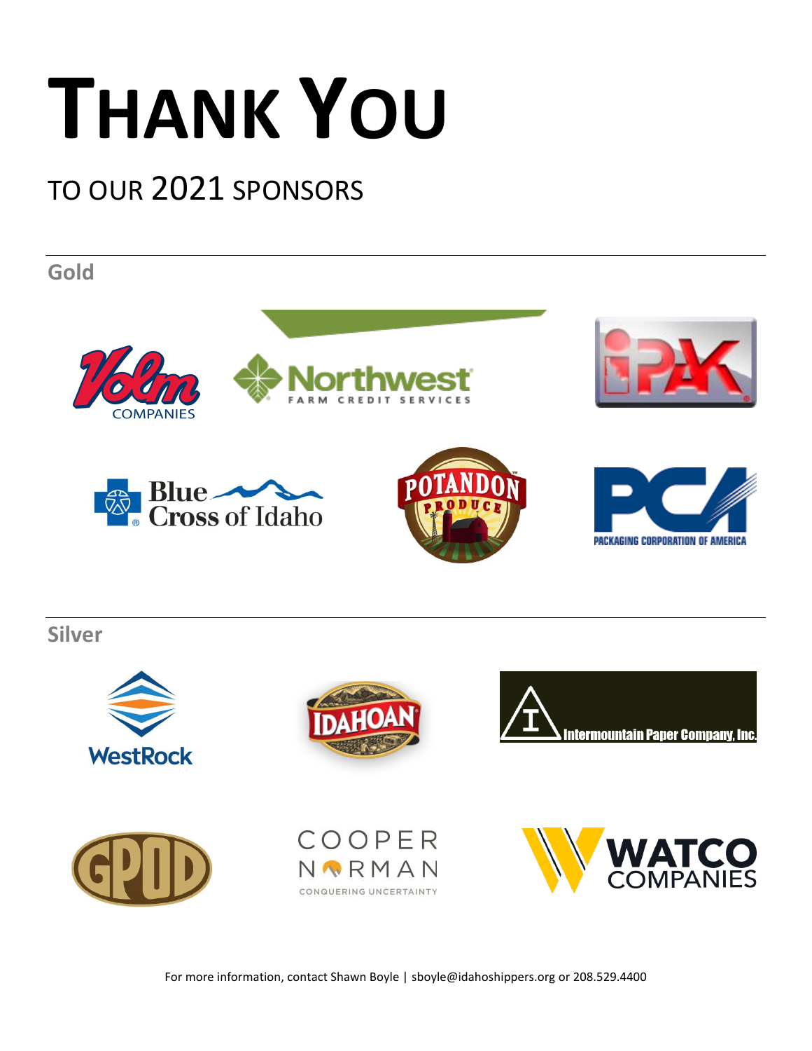# THANK YOU

## TO OUR 2021 SPONSORS

---

### Gold

Volm Companies

Northwest Farm Credit Services

iPAK

Blue Cross of Idaho

Potandon Produce

PCA Packaging Corporation of America

---

### Silver

WestRock

Idahoan

Intermountain Paper Company, Inc.

GPOD

Cooper Norman — Conquering Uncertainty

Watco Companies

For more information, contact Shawn Boyle | sboyle@idahoshippers.org or 208.529.4400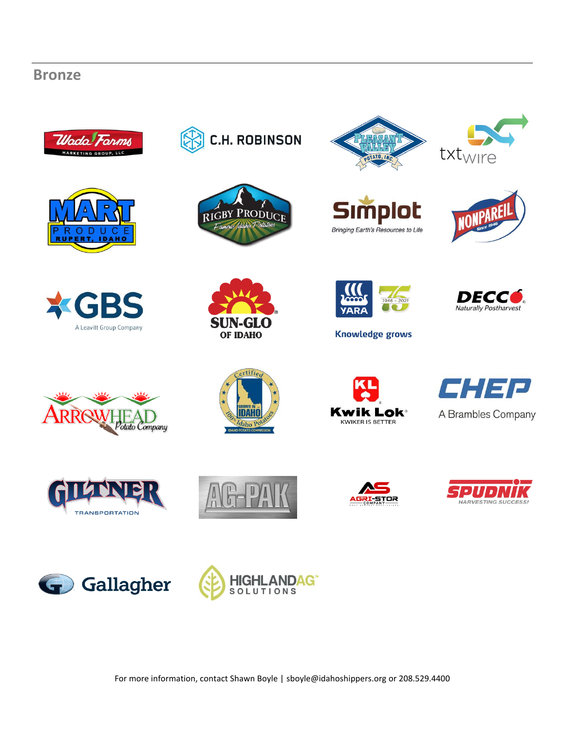## Bronze

For more information, contact Shawn Boyle | sboyle@idahoshippers.org or 208.529.4400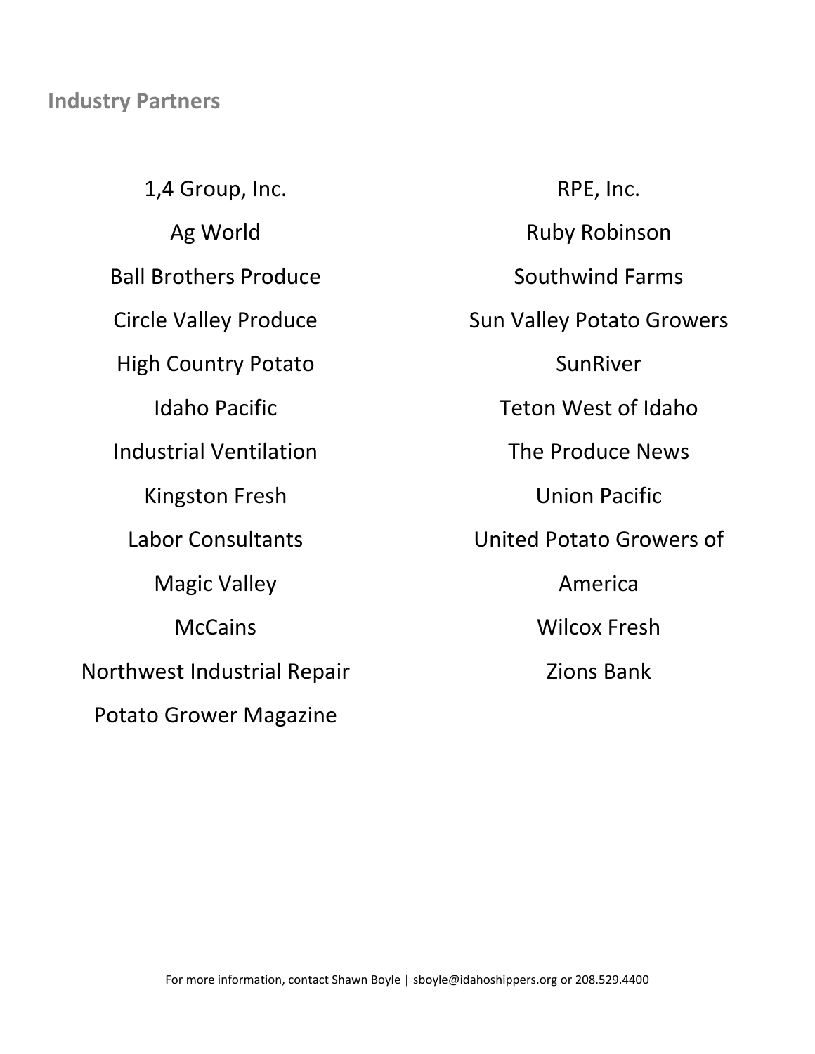## Industry Partners

1,4 Group, Inc.

Ag World

Ball Brothers Produce

Circle Valley Produce

High Country Potato

Idaho Pacific

Industrial Ventilation

Kingston Fresh

Labor Consultants

Magic Valley

McCains

Northwest Industrial Repair

Potato Grower Magazine

RPE, Inc.

Ruby Robinson

Southwind Farms

Sun Valley Potato Growers

SunRiver

Teton West of Idaho

The Produce News

Union Pacific

United Potato Growers of America

Wilcox Fresh

Zions Bank

For more information, contact Shawn Boyle | sboyle@idahoshippers.org or 208.529.4400